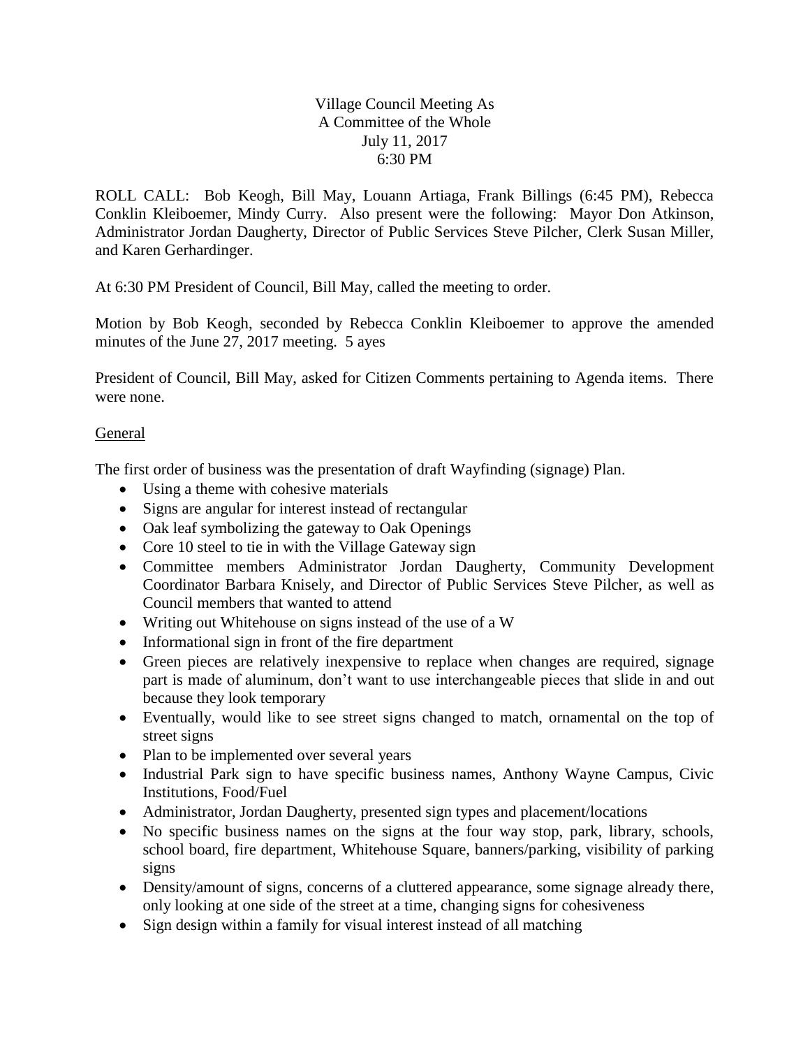# Village Council Meeting As A Committee of the Whole

July 11, 2017
6:30 PM

ROLL CALL: Bob Keogh, Bill May, Louann Artiaga, Frank Billings (6:45 PM), Rebecca Conklin Kleiboemer, Mindy Curry. Also present were the following: Mayor Don Atkinson, Administrator Jordan Daugherty, Director of Public Services Steve Pilcher, Clerk Susan Miller, and Karen Gerhardinger.

At 6:30 PM President of Council, Bill May, called the meeting to order.

Motion by Bob Keogh, seconded by Rebecca Conklin Kleiboemer to approve the amended minutes of the June 27, 2017 meeting. 5 ayes

President of Council, Bill May, asked for Citizen Comments pertaining to Agenda items. There were none.

## General

The first order of business was the presentation of draft Wayfinding (signage) Plan.

- Using a theme with cohesive materials
- Signs are angular for interest instead of rectangular
- Oak leaf symbolizing the gateway to Oak Openings
- Core 10 steel to tie in with the Village Gateway sign
- Committee members Administrator Jordan Daugherty, Community Development Coordinator Barbara Knisely, and Director of Public Services Steve Pilcher, as well as Council members that wanted to attend
- Writing out Whitehouse on signs instead of the use of a W
- Informational sign in front of the fire department
- Green pieces are relatively inexpensive to replace when changes are required, signage part is made of aluminum, don't want to use interchangeable pieces that slide in and out because they look temporary
- Eventually, would like to see street signs changed to match, ornamental on the top of street signs
- Plan to be implemented over several years
- Industrial Park sign to have specific business names, Anthony Wayne Campus, Civic Institutions, Food/Fuel
- Administrator, Jordan Daugherty, presented sign types and placement/locations
- No specific business names on the signs at the four way stop, park, library, schools, school board, fire department, Whitehouse Square, banners/parking, visibility of parking signs
- Density/amount of signs, concerns of a cluttered appearance, some signage already there, only looking at one side of the street at a time, changing signs for cohesiveness
- Sign design within a family for visual interest instead of all matching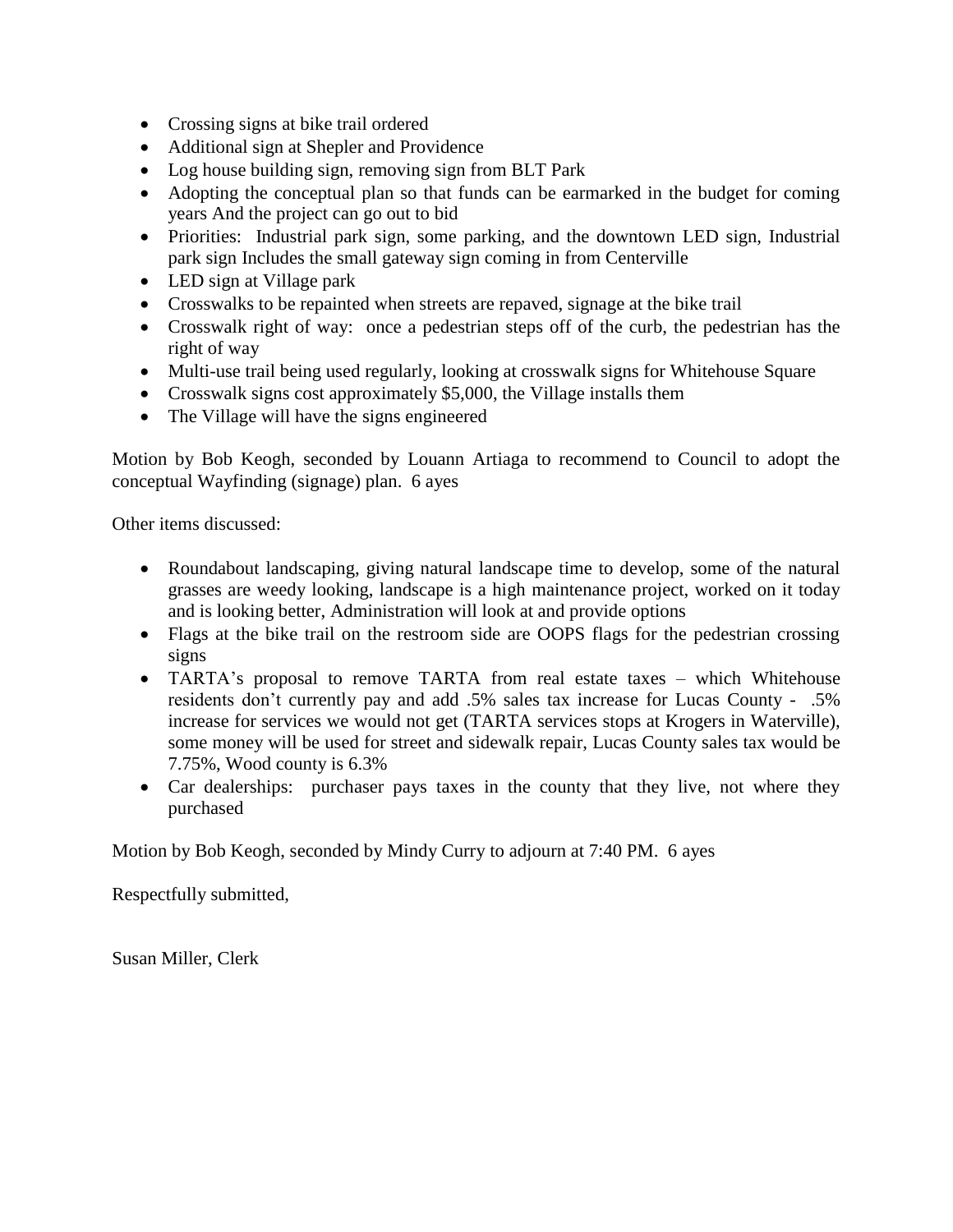- Crossing signs at bike trail ordered
- Additional sign at Shepler and Providence
- Log house building sign, removing sign from BLT Park
- Adopting the conceptual plan so that funds can be earmarked in the budget for coming years And the project can go out to bid
- Priorities: Industrial park sign, some parking, and the downtown LED sign, Industrial park sign Includes the small gateway sign coming in from Centerville
- LED sign at Village park
- Crosswalks to be repainted when streets are repaved, signage at the bike trail
- Crosswalk right of way: once a pedestrian steps off of the curb, the pedestrian has the right of way
- Multi-use trail being used regularly, looking at crosswalk signs for Whitehouse Square
- Crosswalk signs cost approximately $5,000, the Village installs them
- The Village will have the signs engineered

Motion by Bob Keogh, seconded by Louann Artiaga to recommend to Council to adopt the conceptual Wayfinding (signage) plan. 6 ayes

Other items discussed:

- Roundabout landscaping, giving natural landscape time to develop, some of the natural grasses are weedy looking, landscape is a high maintenance project, worked on it today and is looking better, Administration will look at and provide options
- Flags at the bike trail on the restroom side are OOPS flags for the pedestrian crossing signs
- TARTA's proposal to remove TARTA from real estate taxes – which Whitehouse residents don't currently pay and add .5% sales tax increase for Lucas County - .5% increase for services we would not get (TARTA services stops at Krogers in Waterville), some money will be used for street and sidewalk repair, Lucas County sales tax would be 7.75%, Wood county is 6.3%
- Car dealerships: purchaser pays taxes in the county that they live, not where they purchased

Motion by Bob Keogh, seconded by Mindy Curry to adjourn at 7:40 PM. 6 ayes

Respectfully submitted,

Susan Miller, Clerk